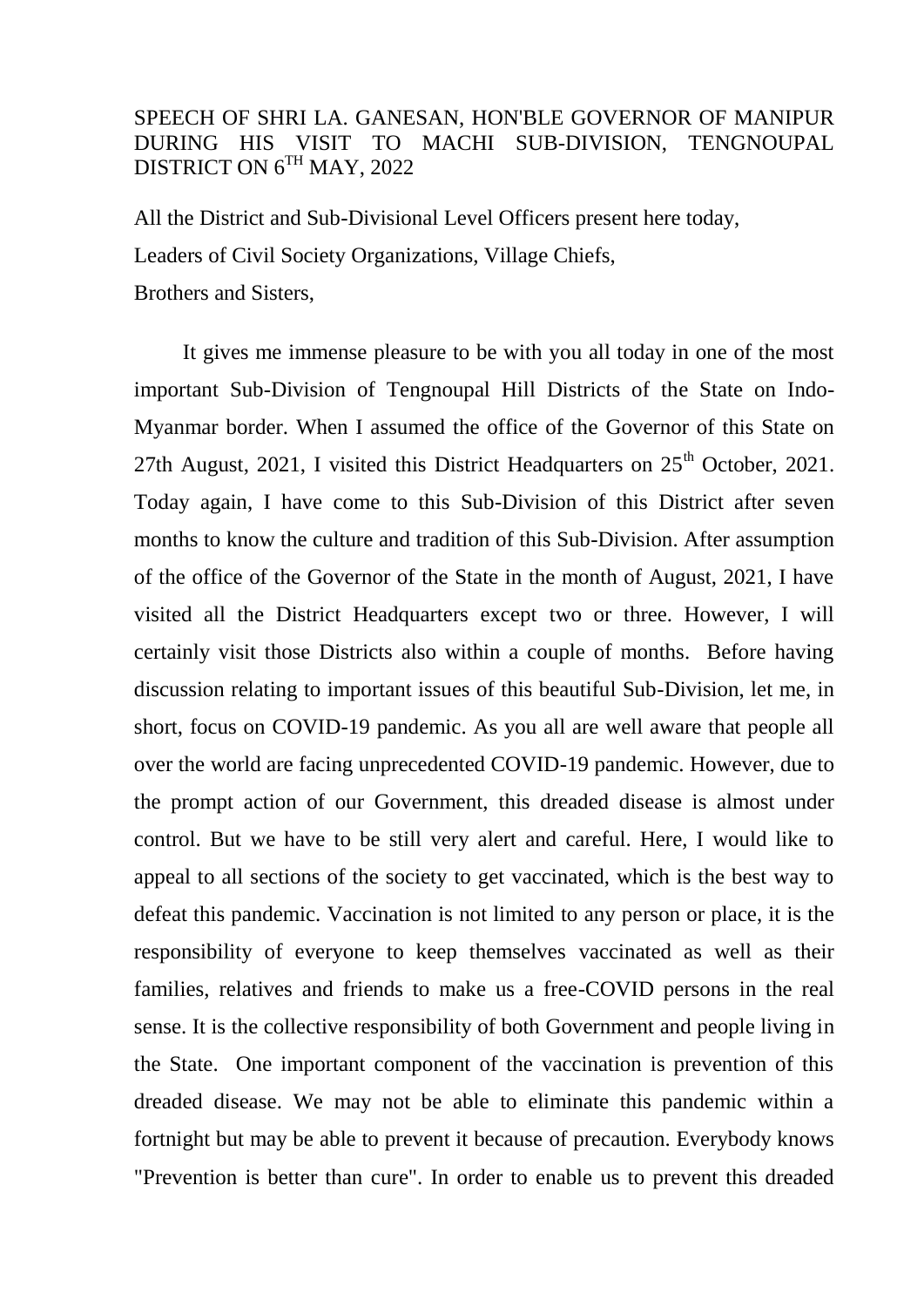# SPEECH OF SHRI LA. GANESAN, HON'BLE GOVERNOR OF MANIPUR DURING HIS VISIT TO MACHI SUB-DIVISION, TENGNOUPAL DISTRICT ON 6$^{TH}$ MAY, 2022

All the District and Sub-Divisional Level Officers present here today,

Leaders of Civil Society Organizations, Village Chiefs,

Brothers and Sisters,

It gives me immense pleasure to be with you all today in one of the most important Sub-Division of Tengnoupal Hill Districts of the State on Indo-Myanmar border. When I assumed the office of the Governor of this State on 27th August, 2021, I visited this District Headquarters on 25$^{th}$ October, 2021. Today again, I have come to this Sub-Division of this District after seven months to know the culture and tradition of this Sub-Division. After assumption of the office of the Governor of the State in the month of August, 2021, I have visited all the District Headquarters except two or three. However, I will certainly visit those Districts also within a couple of months. Before having discussion relating to important issues of this beautiful Sub-Division, let me, in short, focus on COVID-19 pandemic. As you all are well aware that people all over the world are facing unprecedented COVID-19 pandemic. However, due to the prompt action of our Government, this dreaded disease is almost under control. But we have to be still very alert and careful. Here, I would like to appeal to all sections of the society to get vaccinated, which is the best way to defeat this pandemic. Vaccination is not limited to any person or place, it is the responsibility of everyone to keep themselves vaccinated as well as their families, relatives and friends to make us a free-COVID persons in the real sense. It is the collective responsibility of both Government and people living in the State. One important component of the vaccination is prevention of this dreaded disease. We may not be able to eliminate this pandemic within a fortnight but may be able to prevent it because of precaution. Everybody knows "Prevention is better than cure". In order to enable us to prevent this dreaded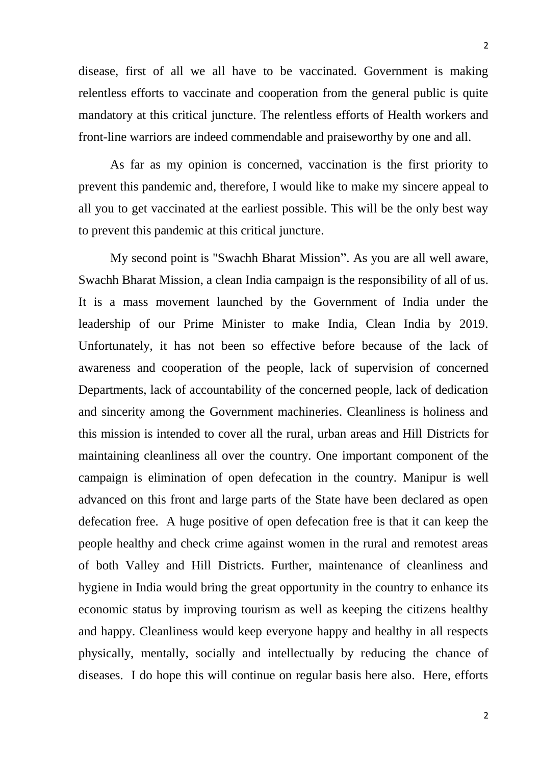disease, first of all we all have to be vaccinated. Government is making relentless efforts to vaccinate and cooperation from the general public is quite mandatory at this critical juncture. The relentless efforts of Health workers and front-line warriors are indeed commendable and praiseworthy by one and all.

As far as my opinion is concerned, vaccination is the first priority to prevent this pandemic and, therefore, I would like to make my sincere appeal to all you to get vaccinated at the earliest possible. This will be the only best way to prevent this pandemic at this critical juncture.

My second point is "Swachh Bharat Mission”. As you are all well aware, Swachh Bharat Mission, a clean India campaign is the responsibility of all of us. It is a mass movement launched by the Government of India under the leadership of our Prime Minister to make India, Clean India by 2019. Unfortunately, it has not been so effective before because of the lack of awareness and cooperation of the people, lack of supervision of concerned Departments, lack of accountability of the concerned people, lack of dedication and sincerity among the Government machineries. Cleanliness is holiness and this mission is intended to cover all the rural, urban areas and Hill Districts for maintaining cleanliness all over the country. One important component of the campaign is elimination of open defecation in the country. Manipur is well advanced on this front and large parts of the State have been declared as open defecation free. A huge positive of open defecation free is that it can keep the people healthy and check crime against women in the rural and remotest areas of both Valley and Hill Districts. Further, maintenance of cleanliness and hygiene in India would bring the great opportunity in the country to enhance its economic status by improving tourism as well as keeping the citizens healthy and happy. Cleanliness would keep everyone happy and healthy in all respects physically, mentally, socially and intellectually by reducing the chance of diseases. I do hope this will continue on regular basis here also. Here, efforts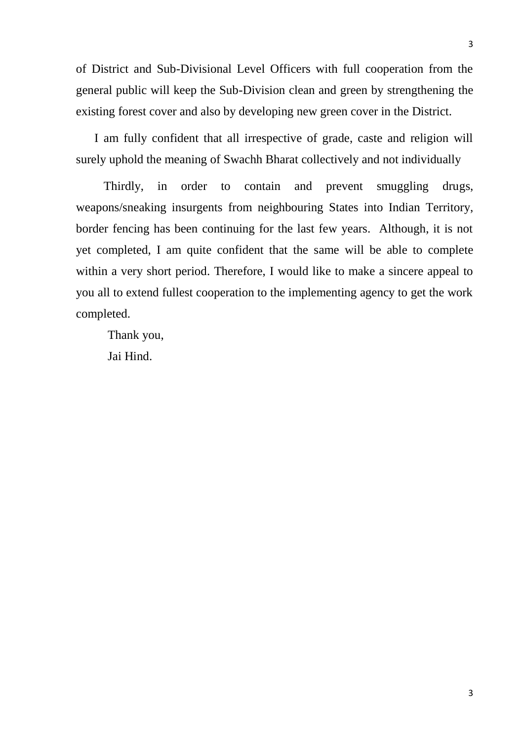of District and Sub-Divisional Level Officers with full cooperation from the general public will keep the Sub-Division clean and green by strengthening the existing forest cover and also by developing new green cover in the District.

I am fully confident that all irrespective of grade, caste and religion will surely uphold the meaning of Swachh Bharat collectively and not individually

Thirdly, in order to contain and prevent smuggling drugs, weapons/sneaking insurgents from neighbouring States into Indian Territory, border fencing has been continuing for the last few years. Although, it is not yet completed, I am quite confident that the same will be able to complete within a very short period. Therefore, I would like to make a sincere appeal to you all to extend fullest cooperation to the implementing agency to get the work completed.

Thank you,

Jai Hind.